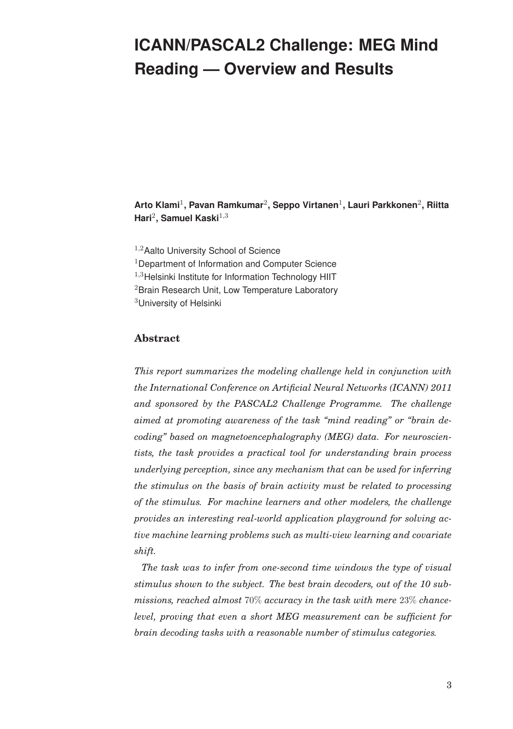# ICANN/PASCAL2 Challenge: MEG Mind Reading — Overview and Results

**Arto Klami[1], Pavan Ramkumar[2], Seppo Virtanen[1], Lauri Parkkonen[2], Riitta Hari[2], Samuel Kaski[1,3]**

[1,2]Aalto University School of Science
[1]Department of Information and Computer Science
[1,3]Helsinki Institute for Information Technology HIIT
[2]Brain Research Unit, Low Temperature Laboratory
[3]University of Helsinki

## Abstract

*This report summarizes the modeling challenge held in conjunction with the International Conference on Artificial Neural Networks (ICANN) 2011 and sponsored by the PASCAL2 Challenge Programme. The challenge aimed at promoting awareness of the task "mind reading" or "brain decoding" based on magnetoencephalography (MEG) data. For neuroscientists, the task provides a practical tool for understanding brain process underlying perception, since any mechanism that can be used for inferring the stimulus on the basis of brain activity must be related to processing of the stimulus. For machine learners and other modelers, the challenge provides an interesting real-world application playground for solving active machine learning problems such as multi-view learning and covariate shift.*

*The task was to infer from one-second time windows the type of visual stimulus shown to the subject. The best brain decoders, out of the 10 submissions, reached almost 70% accuracy in the task with mere 23% chance-level, proving that even a short MEG measurement can be sufficient for brain decoding tasks with a reasonable number of stimulus categories.*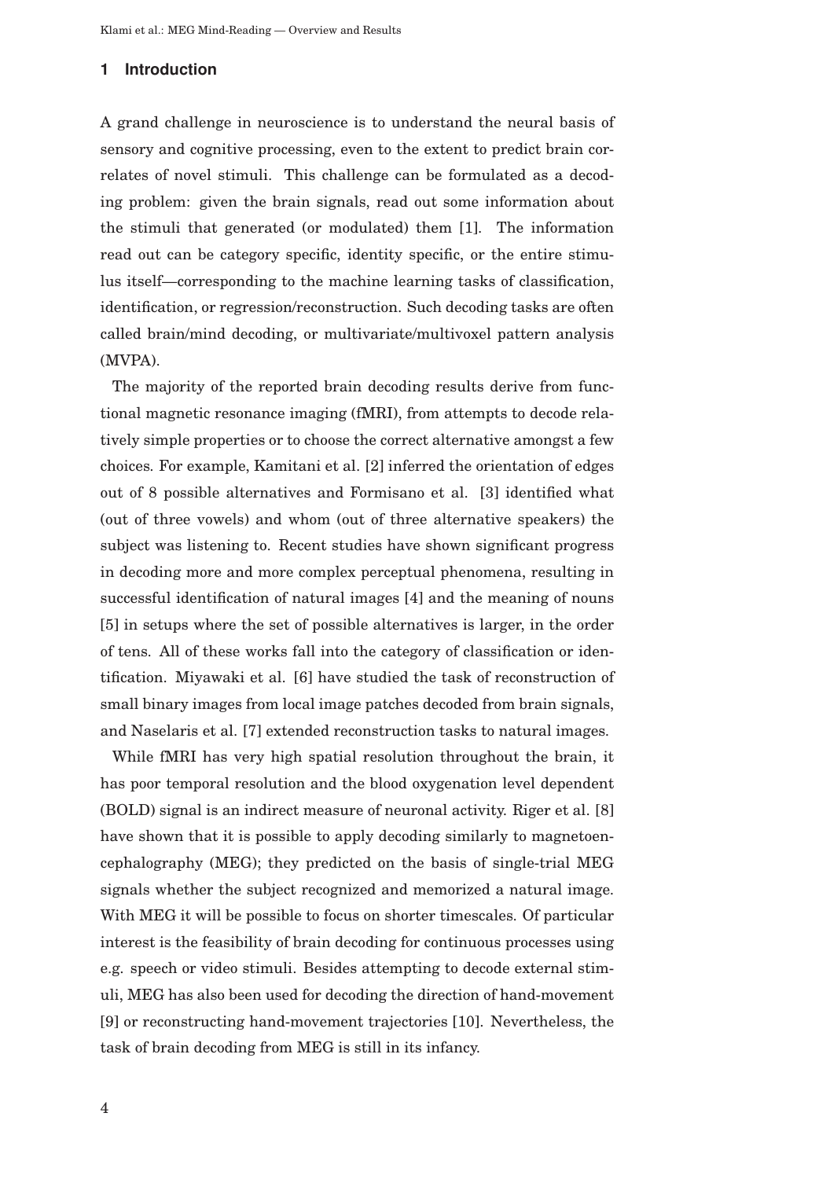## 1 Introduction

A grand challenge in neuroscience is to understand the neural basis of sensory and cognitive processing, even to the extent to predict brain correlates of novel stimuli. This challenge can be formulated as a decoding problem: given the brain signals, read out some information about the stimuli that generated (or modulated) them [1]. The information read out can be category specific, identity specific, or the entire stimulus itself—corresponding to the machine learning tasks of classification, identification, or regression/reconstruction. Such decoding tasks are often called brain/mind decoding, or multivariate/multivoxel pattern analysis (MVPA).

The majority of the reported brain decoding results derive from functional magnetic resonance imaging (fMRI), from attempts to decode relatively simple properties or to choose the correct alternative amongst a few choices. For example, Kamitani et al. [2] inferred the orientation of edges out of 8 possible alternatives and Formisano et al. [3] identified what (out of three vowels) and whom (out of three alternative speakers) the subject was listening to. Recent studies have shown significant progress in decoding more and more complex perceptual phenomena, resulting in successful identification of natural images [4] and the meaning of nouns [5] in setups where the set of possible alternatives is larger, in the order of tens. All of these works fall into the category of classification or identification. Miyawaki et al. [6] have studied the task of reconstruction of small binary images from local image patches decoded from brain signals, and Naselaris et al. [7] extended reconstruction tasks to natural images.

While fMRI has very high spatial resolution throughout the brain, it has poor temporal resolution and the blood oxygenation level dependent (BOLD) signal is an indirect measure of neuronal activity. Riger et al. [8] have shown that it is possible to apply decoding similarly to magnetoencephalography (MEG); they predicted on the basis of single-trial MEG signals whether the subject recognized and memorized a natural image. With MEG it will be possible to focus on shorter timescales. Of particular interest is the feasibility of brain decoding for continuous processes using e.g. speech or video stimuli. Besides attempting to decode external stimuli, MEG has also been used for decoding the direction of hand-movement [9] or reconstructing hand-movement trajectories [10]. Nevertheless, the task of brain decoding from MEG is still in its infancy.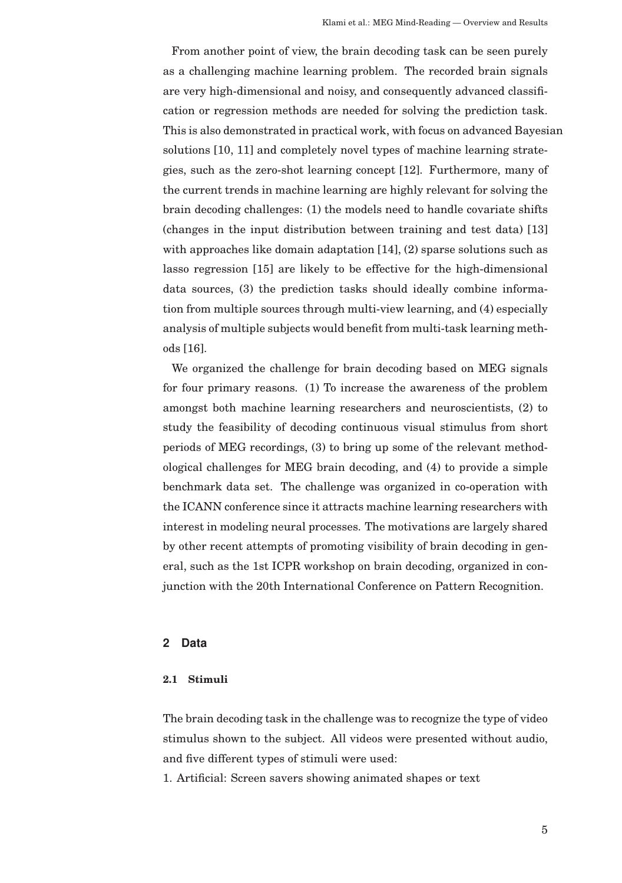From another point of view, the brain decoding task can be seen purely as a challenging machine learning problem. The recorded brain signals are very high-dimensional and noisy, and consequently advanced classification or regression methods are needed for solving the prediction task. This is also demonstrated in practical work, with focus on advanced Bayesian solutions [10, 11] and completely novel types of machine learning strategies, such as the zero-shot learning concept [12]. Furthermore, many of the current trends in machine learning are highly relevant for solving the brain decoding challenges: (1) the models need to handle covariate shifts (changes in the input distribution between training and test data) [13] with approaches like domain adaptation [14], (2) sparse solutions such as lasso regression [15] are likely to be effective for the high-dimensional data sources, (3) the prediction tasks should ideally combine information from multiple sources through multi-view learning, and (4) especially analysis of multiple subjects would benefit from multi-task learning methods [16].

We organized the challenge for brain decoding based on MEG signals for four primary reasons. (1) To increase the awareness of the problem amongst both machine learning researchers and neuroscientists, (2) to study the feasibility of decoding continuous visual stimulus from short periods of MEG recordings, (3) to bring up some of the relevant methodological challenges for MEG brain decoding, and (4) to provide a simple benchmark data set. The challenge was organized in co-operation with the ICANN conference since it attracts machine learning researchers with interest in modeling neural processes. The motivations are largely shared by other recent attempts of promoting visibility of brain decoding in general, such as the 1st ICPR workshop on brain decoding, organized in conjunction with the 20th International Conference on Pattern Recognition.

## 2 Data

### 2.1 Stimuli

The brain decoding task in the challenge was to recognize the type of video stimulus shown to the subject. All videos were presented without audio, and five different types of stimuli were used:

1. Artificial: Screen savers showing animated shapes or text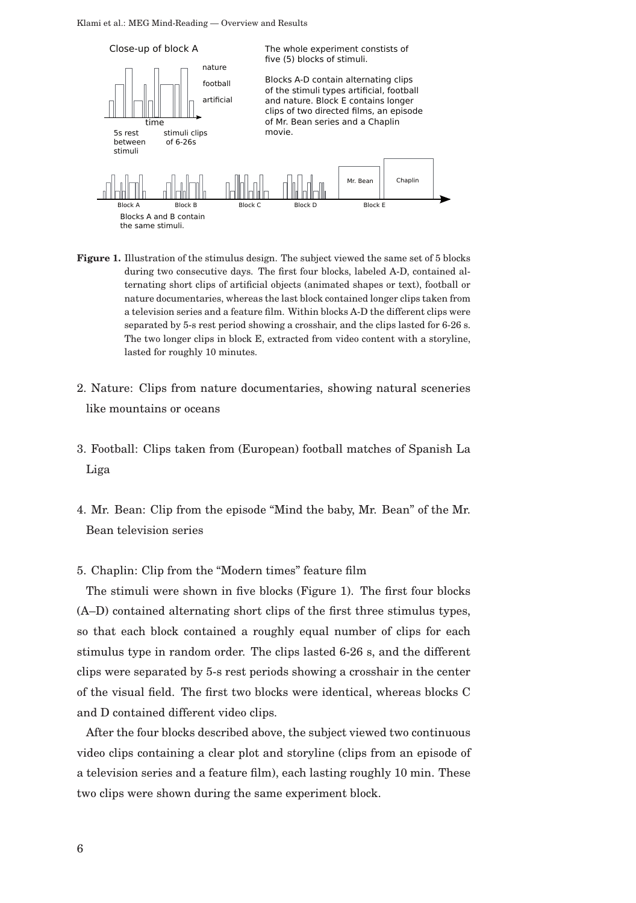Figure 1. Illustration of the stimulus design. The subject viewed the same set of 5 blocks during two consecutive days. The first four blocks, labeled A-D, contained alternating short clips of artificial objects (animated shapes or text), football or nature documentaries, whereas the last block contained longer clips taken from a television series and a feature film. Within blocks A-D the different clips were separated by 5-s rest period showing a crosshair, and the clips lasted for 6-26 s. The two longer clips in block E, extracted from video content with a storyline, lasted for roughly 10 minutes.

2. Nature: Clips from nature documentaries, showing natural sceneries like mountains or oceans

3. Football: Clips taken from (European) football matches of Spanish La Liga

4. Mr. Bean: Clip from the episode "Mind the baby, Mr. Bean" of the Mr. Bean television series

5. Chaplin: Clip from the "Modern times" feature film

The stimuli were shown in five blocks (Figure 1). The first four blocks (A–D) contained alternating short clips of the first three stimulus types, so that each block contained a roughly equal number of clips for each stimulus type in random order. The clips lasted 6-26 s, and the different clips were separated by 5-s rest periods showing a crosshair in the center of the visual field. The first two blocks were identical, whereas blocks C and D contained different video clips.

After the four blocks described above, the subject viewed two continuous video clips containing a clear plot and storyline (clips from an episode of a television series and a feature film), each lasting roughly 10 min. These two clips were shown during the same experiment block.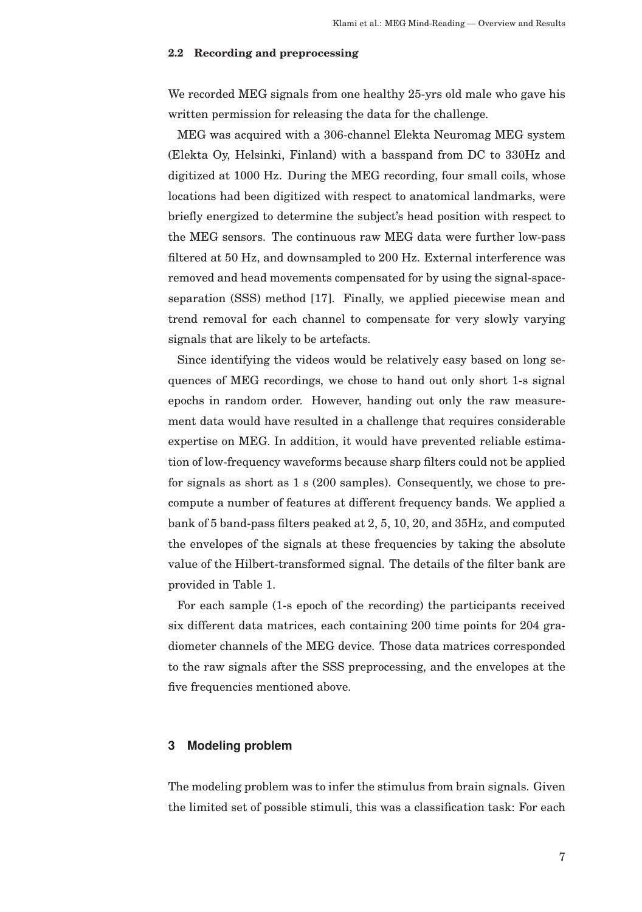### 2.2 Recording and preprocessing

We recorded MEG signals from one healthy 25-yrs old male who gave his written permission for releasing the data for the challenge.

MEG was acquired with a 306-channel Elekta Neuromag MEG system (Elekta Oy, Helsinki, Finland) with a basspand from DC to 330Hz and digitized at 1000 Hz. During the MEG recording, four small coils, whose locations had been digitized with respect to anatomical landmarks, were briefly energized to determine the subject's head position with respect to the MEG sensors. The continuous raw MEG data were further low-pass filtered at 50 Hz, and downsampled to 200 Hz. External interference was removed and head movements compensated for by using the signal-space-separation (SSS) method [17]. Finally, we applied piecewise mean and trend removal for each channel to compensate for very slowly varying signals that are likely to be artefacts.

Since identifying the videos would be relatively easy based on long sequences of MEG recordings, we chose to hand out only short 1-s signal epochs in random order. However, handing out only the raw measurement data would have resulted in a challenge that requires considerable expertise on MEG. In addition, it would have prevented reliable estimation of low-frequency waveforms because sharp filters could not be applied for signals as short as 1 s (200 samples). Consequently, we chose to precompute a number of features at different frequency bands. We applied a bank of 5 band-pass filters peaked at 2, 5, 10, 20, and 35Hz, and computed the envelopes of the signals at these frequencies by taking the absolute value of the Hilbert-transformed signal. The details of the filter bank are provided in Table 1.

For each sample (1-s epoch of the recording) the participants received six different data matrices, each containing 200 time points for 204 gradiometer channels of the MEG device. Those data matrices corresponded to the raw signals after the SSS preprocessing, and the envelopes at the five frequencies mentioned above.

## 3 Modeling problem

The modeling problem was to infer the stimulus from brain signals. Given the limited set of possible stimuli, this was a classification task: For each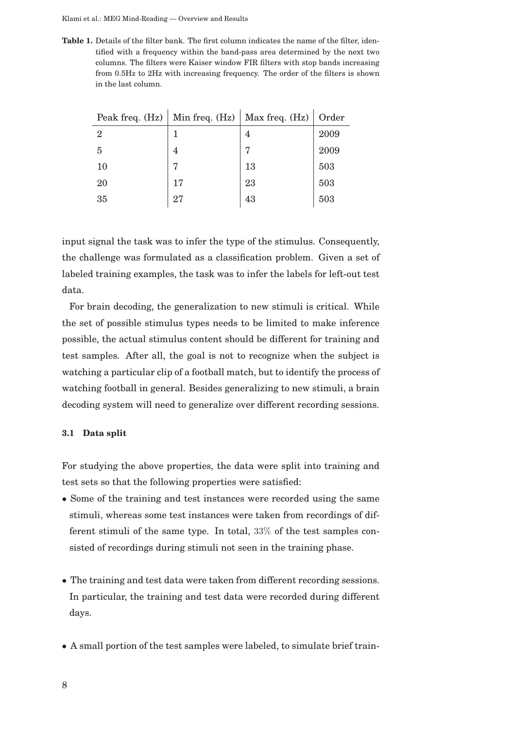**Table 1.** Details of the filter bank. The first column indicates the name of the filter, identified with a frequency within the band-pass area determined by the next two columns. The filters were Kaiser window FIR filters with stop bands increasing from 0.5Hz to 2Hz with increasing frequency. The order of the filters is shown in the last column.

| Peak freq. (Hz) | Min freq. (Hz) | Max freq. (Hz) | Order |
|---|---|---|---|
| 2 | 1 | 4 | 2009 |
| 5 | 4 | 7 | 2009 |
| 10 | 7 | 13 | 503 |
| 20 | 17 | 23 | 503 |
| 35 | 27 | 43 | 503 |

input signal the task was to infer the type of the stimulus. Consequently, the challenge was formulated as a classification problem. Given a set of labeled training examples, the task was to infer the labels for left-out test data.

For brain decoding, the generalization to new stimuli is critical. While the set of possible stimulus types needs to be limited to make inference possible, the actual stimulus content should be different for training and test samples. After all, the goal is not to recognize when the subject is watching a particular clip of a football match, but to identify the process of watching football in general. Besides generalizing to new stimuli, a brain decoding system will need to generalize over different recording sessions.

### 3.1 Data split

For studying the above properties, the data were split into training and test sets so that the following properties were satisfied:

- Some of the training and test instances were recorded using the same stimuli, whereas some test instances were taken from recordings of different stimuli of the same type. In total, 33% of the test samples consisted of recordings during stimuli not seen in the training phase.

- The training and test data were taken from different recording sessions. In particular, the training and test data were recorded during different days.

- A small portion of the test samples were labeled, to simulate brief train-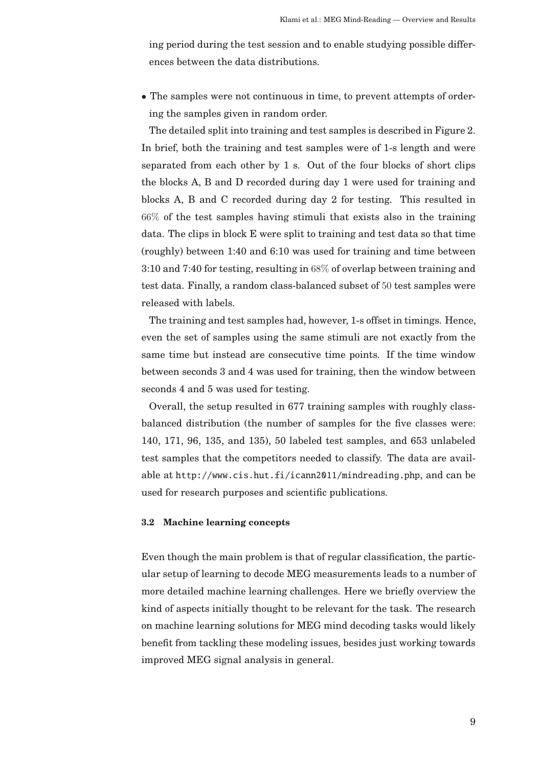ing period during the test session and to enable studying possible differences between the data distributions.

- The samples were not continuous in time, to prevent attempts of ordering the samples given in random order.

The detailed split into training and test samples is described in Figure 2. In brief, both the training and test samples were of 1-s length and were separated from each other by 1 s. Out of the four blocks of short clips the blocks A, B and D recorded during day 1 were used for training and blocks A, B and C recorded during day 2 for testing. This resulted in $66\%$ of the test samples having stimuli that exists also in the training data. The clips in block E were split to training and test data so that time (roughly) between 1:40 and 6:10 was used for training and time between 3:10 and 7:40 for testing, resulting in $68\%$ of overlap between training and test data. Finally, a random class-balanced subset of $50$ test samples were released with labels.

The training and test samples had, however, 1-s offset in timings. Hence, even the set of samples using the same stimuli are not exactly from the same time but instead are consecutive time points. If the time window between seconds 3 and 4 was used for training, then the window between seconds 4 and 5 was used for testing.

Overall, the setup resulted in 677 training samples with roughly class-balanced distribution (the number of samples for the five classes were: 140, 171, 96, 135, and 135), 50 labeled test samples, and 653 unlabeled test samples that the competitors needed to classify. The data are available at `http://www.cis.hut.fi/icann2011/mindreading.php`, and can be used for research purposes and scientific publications.

### 3.2 Machine learning concepts

Even though the main problem is that of regular classification, the particular setup of learning to decode MEG measurements leads to a number of more detailed machine learning challenges. Here we briefly overview the kind of aspects initially thought to be relevant for the task. The research on machine learning solutions for MEG mind decoding tasks would likely benefit from tackling these modeling issues, besides just working towards improved MEG signal analysis in general.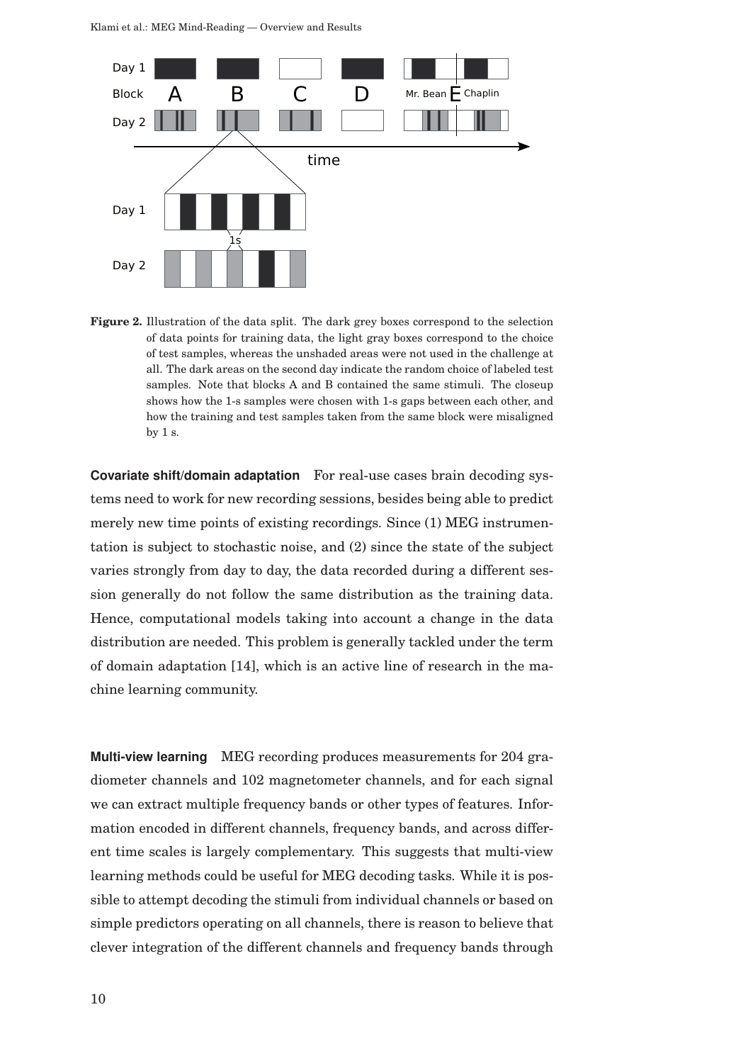**Figure 2.** Illustration of the data split. The dark grey boxes correspond to the selection of data points for training data, the light gray boxes correspond to the choice of test samples, whereas the unshaded areas were not used in the challenge at all. The dark areas on the second day indicate the random choice of labeled test samples. Note that blocks A and B contained the same stimuli. The closeup shows how the 1-s samples were chosen with 1-s gaps between each other, and how the training and test samples taken from the same block were misaligned by 1 s.

**Covariate shift/domain adaptation** For real-use cases brain decoding systems need to work for new recording sessions, besides being able to predict merely new time points of existing recordings. Since (1) MEG instrumentation is subject to stochastic noise, and (2) since the state of the subject varies strongly from day to day, the data recorded during a different session generally do not follow the same distribution as the training data. Hence, computational models taking into account a change in the data distribution are needed. This problem is generally tackled under the term of domain adaptation [14], which is an active line of research in the machine learning community.

**Multi-view learning** MEG recording produces measurements for 204 gradiometer channels and 102 magnetometer channels, and for each signal we can extract multiple frequency bands or other types of features. Information encoded in different channels, frequency bands, and across different time scales is largely complementary. This suggests that multi-view learning methods could be useful for MEG decoding tasks. While it is possible to attempt decoding the stimuli from individual channels or based on simple predictors operating on all channels, there is reason to believe that clever integration of the different channels and frequency bands through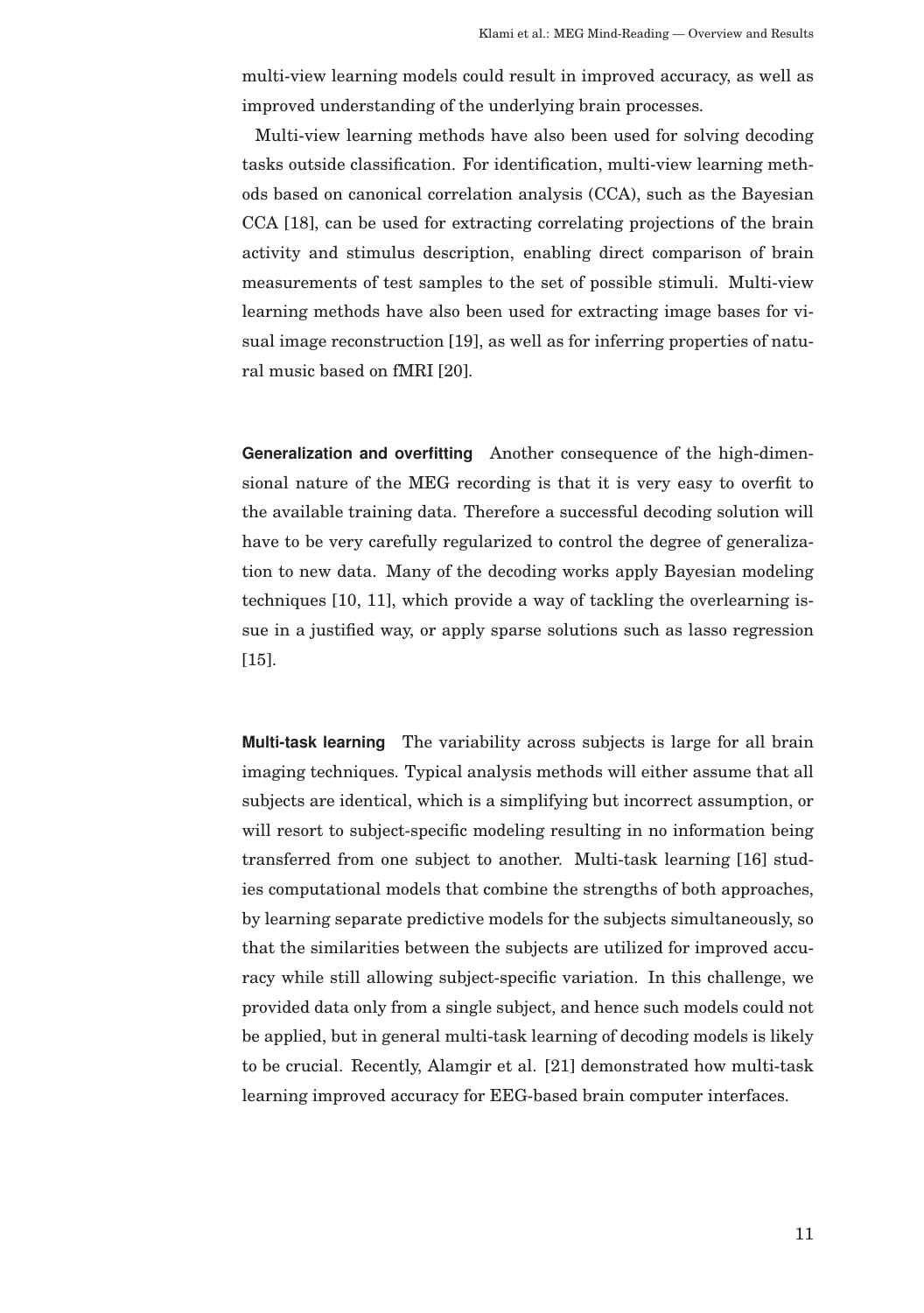multi-view learning models could result in improved accuracy, as well as improved understanding of the underlying brain processes.

Multi-view learning methods have also been used for solving decoding tasks outside classification. For identification, multi-view learning methods based on canonical correlation analysis (CCA), such as the Bayesian CCA [18], can be used for extracting correlating projections of the brain activity and stimulus description, enabling direct comparison of brain measurements of test samples to the set of possible stimuli. Multi-view learning methods have also been used for extracting image bases for visual image reconstruction [19], as well as for inferring properties of natural music based on fMRI [20].

**Generalization and overfitting** Another consequence of the high-dimensional nature of the MEG recording is that it is very easy to overfit to the available training data. Therefore a successful decoding solution will have to be very carefully regularized to control the degree of generalization to new data. Many of the decoding works apply Bayesian modeling techniques [10, 11], which provide a way of tackling the overlearning issue in a justified way, or apply sparse solutions such as lasso regression [15].

**Multi-task learning** The variability across subjects is large for all brain imaging techniques. Typical analysis methods will either assume that all subjects are identical, which is a simplifying but incorrect assumption, or will resort to subject-specific modeling resulting in no information being transferred from one subject to another. Multi-task learning [16] studies computational models that combine the strengths of both approaches, by learning separate predictive models for the subjects simultaneously, so that the similarities between the subjects are utilized for improved accuracy while still allowing subject-specific variation. In this challenge, we provided data only from a single subject, and hence such models could not be applied, but in general multi-task learning of decoding models is likely to be crucial. Recently, Alamgir et al. [21] demonstrated how multi-task learning improved accuracy for EEG-based brain computer interfaces.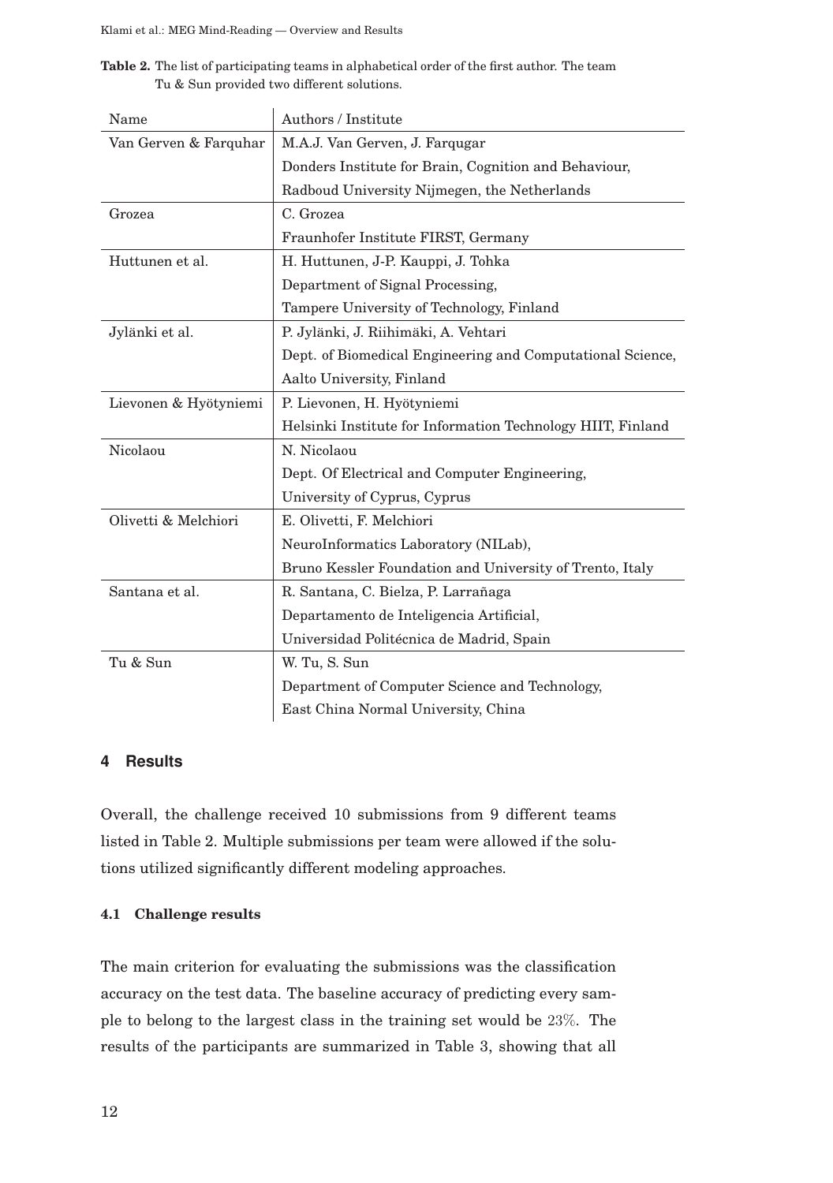**Table 2.** The list of participating teams in alphabetical order of the first author. The team Tu & Sun provided two different solutions.

| Name | Authors / Institute |
|---|---|
| Van Gerven & Farquhar | M.A.J. Van Gerven, J. Farqugar |
| | Donders Institute for Brain, Cognition and Behaviour, |
| | Radboud University Nijmegen, the Netherlands |
| Grozea | C. Grozea |
| | Fraunhofer Institute FIRST, Germany |
| Huttunen et al. | H. Huttunen, J-P. Kauppi, J. Tohka |
| | Department of Signal Processing, |
| | Tampere University of Technology, Finland |
| Jylänki et al. | P. Jylänki, J. Riihimäki, A. Vehtari |
| | Dept. of Biomedical Engineering and Computational Science, |
| | Aalto University, Finland |
| Lievonen & Hyötyniemi | P. Lievonen, H. Hyötyniemi |
| | Helsinki Institute for Information Technology HIIT, Finland |
| Nicolaou | N. Nicolaou |
| | Dept. Of Electrical and Computer Engineering, |
| | University of Cyprus, Cyprus |
| Olivetti & Melchiori | E. Olivetti, F. Melchiori |
| | NeuroInformatics Laboratory (NILab), |
| | Bruno Kessler Foundation and University of Trento, Italy |
| Santana et al. | R. Santana, C. Bielza, P. Larrañaga |
| | Departamento de Inteligencia Artificial, |
| | Universidad Politécnica de Madrid, Spain |
| Tu & Sun | W. Tu, S. Sun |
| | Department of Computer Science and Technology, |
| | East China Normal University, China |

## 4 Results

Overall, the challenge received 10 submissions from 9 different teams listed in Table 2. Multiple submissions per team were allowed if the solutions utilized significantly different modeling approaches.

### 4.1 Challenge results

The main criterion for evaluating the submissions was the classification accuracy on the test data. The baseline accuracy of predicting every sample to belong to the largest class in the training set would be 23%. The results of the participants are summarized in Table 3, showing that all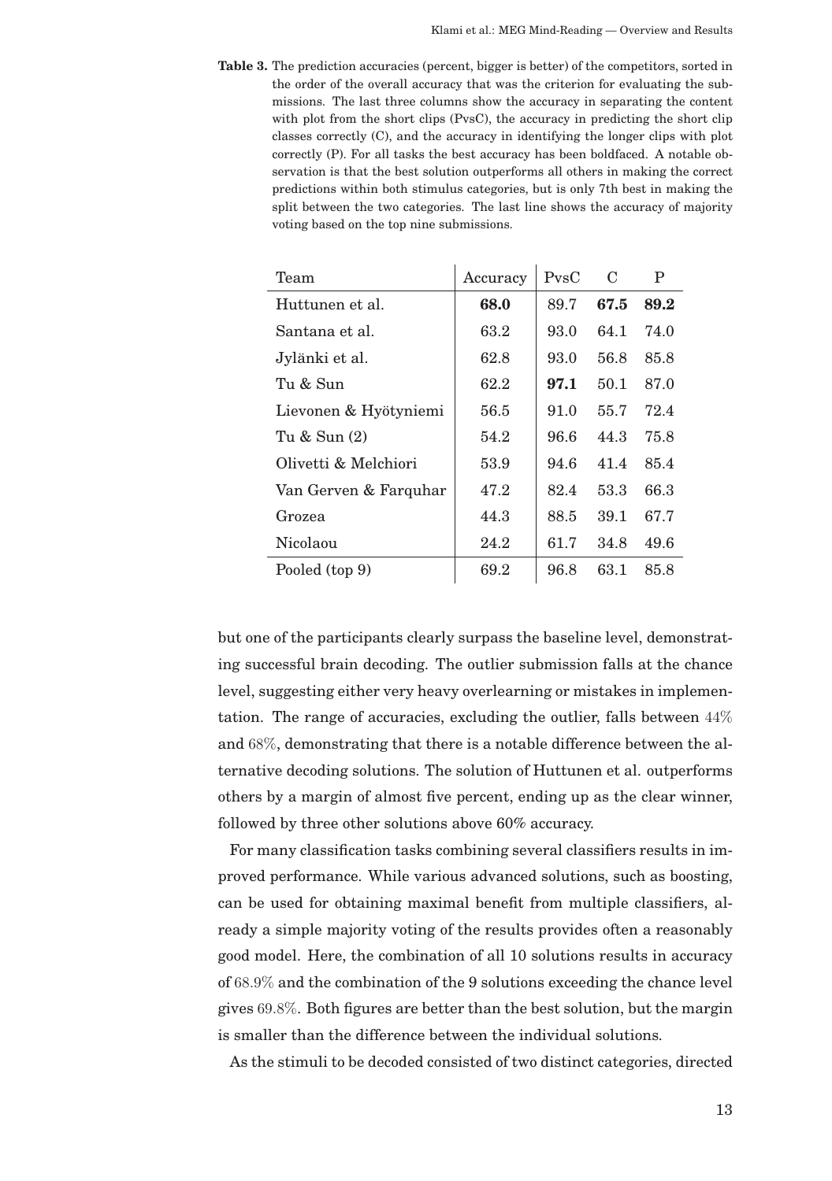**Table 3.** The prediction accuracies (percent, bigger is better) of the competitors, sorted in the order of the overall accuracy that was the criterion for evaluating the submissions. The last three columns show the accuracy in separating the content with plot from the short clips (PvsC), the accuracy in predicting the short clip classes correctly (C), and the accuracy in identifying the longer clips with plot correctly (P). For all tasks the best accuracy has been boldfaced. A notable observation is that the best solution outperforms all others in making the correct predictions within both stimulus categories, but is only 7th best in making the split between the two categories. The last line shows the accuracy of majority voting based on the top nine submissions.

| Team | Accuracy | PvsC | C | P |
|---|---|---|---|---|
| Huttunen et al. | **68.0** | 89.7 | **67.5** | **89.2** |
| Santana et al. | 63.2 | 93.0 | 64.1 | 74.0 |
| Jylänki et al. | 62.8 | 93.0 | 56.8 | 85.8 |
| Tu & Sun | 62.2 | **97.1** | 50.1 | 87.0 |
| Lievonen & Hyötyniemi | 56.5 | 91.0 | 55.7 | 72.4 |
| Tu & Sun (2) | 54.2 | 96.6 | 44.3 | 75.8 |
| Olivetti & Melchiori | 53.9 | 94.6 | 41.4 | 85.4 |
| Van Gerven & Farquhar | 47.2 | 82.4 | 53.3 | 66.3 |
| Grozea | 44.3 | 88.5 | 39.1 | 67.7 |
| Nicolaou | 24.2 | 61.7 | 34.8 | 49.6 |
| Pooled (top 9) | 69.2 | 96.8 | 63.1 | 85.8 |

but one of the participants clearly surpass the baseline level, demonstrating successful brain decoding. The outlier submission falls at the chance level, suggesting either very heavy overlearning or mistakes in implementation. The range of accuracies, excluding the outlier, falls between $44\%$ and $68\%$, demonstrating that there is a notable difference between the alternative decoding solutions. The solution of Huttunen et al. outperforms others by a margin of almost five percent, ending up as the clear winner, followed by three other solutions above 60% accuracy.

For many classification tasks combining several classifiers results in improved performance. While various advanced solutions, such as boosting, can be used for obtaining maximal benefit from multiple classifiers, already a simple majority voting of the results provides often a reasonably good model. Here, the combination of all 10 solutions results in accuracy of $68.9\%$ and the combination of the 9 solutions exceeding the chance level gives $69.8\%$. Both figures are better than the best solution, but the margin is smaller than the difference between the individual solutions.

As the stimuli to be decoded consisted of two distinct categories, directed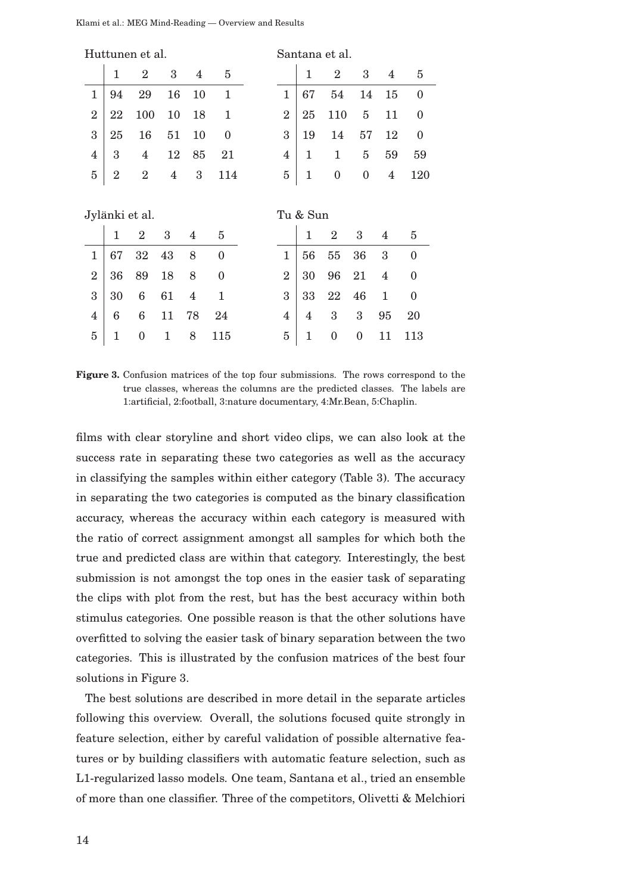Huttunen et al.

| | 1 | 2 | 3 | 4 | 5 |
|---|---|---|---|---|---|
| 1 | 94 | 29 | 16 | 10 | 1 |
| 2 | 22 | 100 | 10 | 18 | 1 |
| 3 | 25 | 16 | 51 | 10 | 0 |
| 4 | 3 | 4 | 12 | 85 | 21 |
| 5 | 2 | 2 | 4 | 3 | 114 |

Santana et al.

| | 1 | 2 | 3 | 4 | 5 |
|---|---|---|---|---|---|
| 1 | 67 | 54 | 14 | 15 | 0 |
| 2 | 25 | 110 | 5 | 11 | 0 |
| 3 | 19 | 14 | 57 | 12 | 0 |
| 4 | 1 | 1 | 5 | 59 | 59 |
| 5 | 1 | 0 | 0 | 4 | 120 |

Jylänki et al.

| | 1 | 2 | 3 | 4 | 5 |
|---|---|---|---|---|---|
| 1 | 67 | 32 | 43 | 8 | 0 |
| 2 | 36 | 89 | 18 | 8 | 0 |
| 3 | 30 | 6 | 61 | 4 | 1 |
| 4 | 6 | 6 | 11 | 78 | 24 |
| 5 | 1 | 0 | 1 | 8 | 115 |

Tu & Sun

| | 1 | 2 | 3 | 4 | 5 |
|---|---|---|---|---|---|
| 1 | 56 | 55 | 36 | 3 | 0 |
| 2 | 30 | 96 | 21 | 4 | 0 |
| 3 | 33 | 22 | 46 | 1 | 0 |
| 4 | 4 | 3 | 3 | 95 | 20 |
| 5 | 1 | 0 | 0 | 11 | 113 |

**Figure 3.** Confusion matrices of the top four submissions. The rows correspond to the true classes, whereas the columns are the predicted classes. The labels are 1:artificial, 2:football, 3:nature documentary, 4:Mr.Bean, 5:Chaplin.

films with clear storyline and short video clips, we can also look at the success rate in separating these two categories as well as the accuracy in classifying the samples within either category (Table 3). The accuracy in separating the two categories is computed as the binary classification accuracy, whereas the accuracy within each category is measured with the ratio of correct assignment amongst all samples for which both the true and predicted class are within that category. Interestingly, the best submission is not amongst the top ones in the easier task of separating the clips with plot from the rest, but has the best accuracy within both stimulus categories. One possible reason is that the other solutions have overfitted to solving the easier task of binary separation between the two categories. This is illustrated by the confusion matrices of the best four solutions in Figure 3.

The best solutions are described in more detail in the separate articles following this overview. Overall, the solutions focused quite strongly in feature selection, either by careful validation of possible alternative features or by building classifiers with automatic feature selection, such as L1-regularized lasso models. One team, Santana et al., tried an ensemble of more than one classifier. Three of the competitors, Olivetti & Melchiori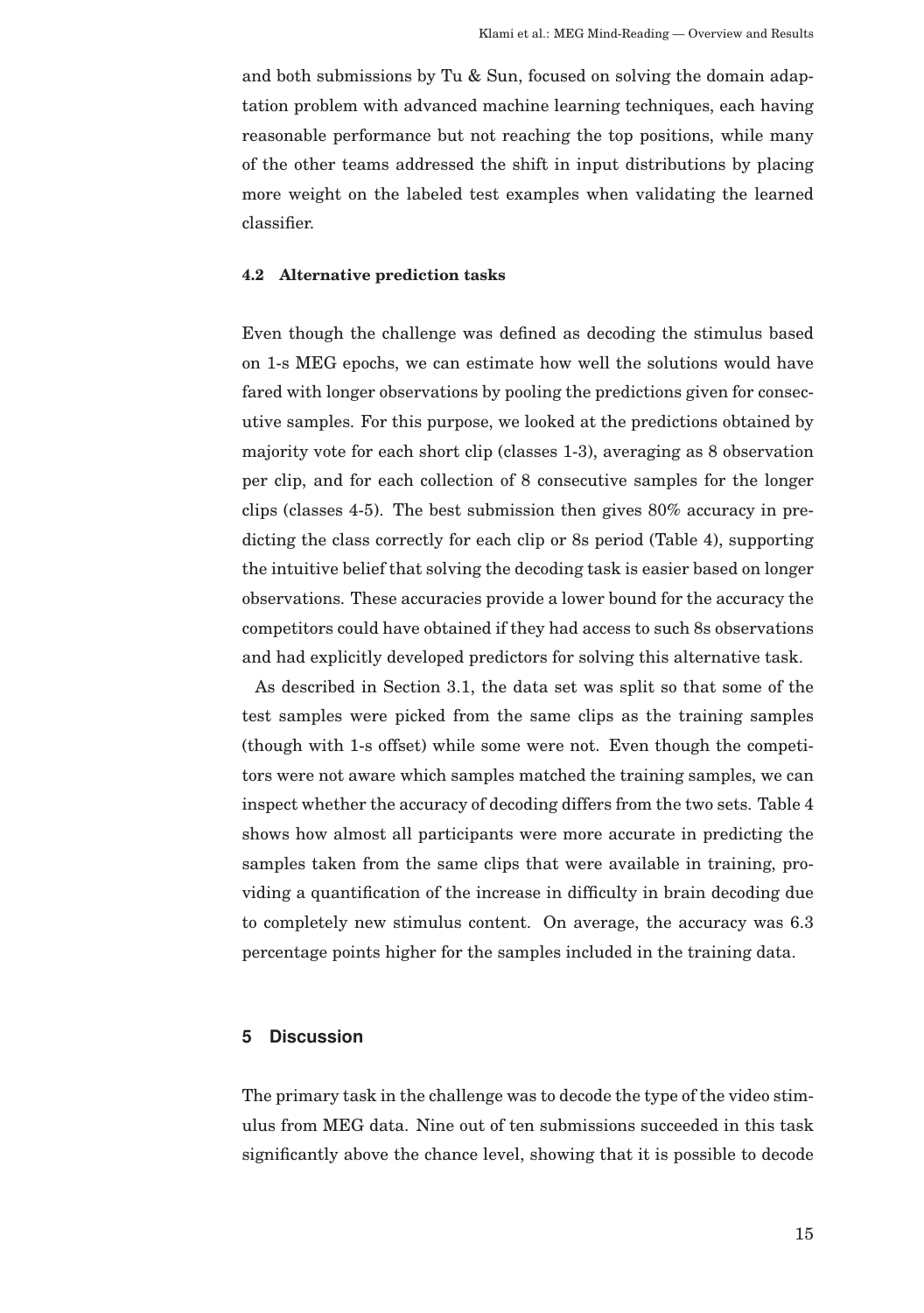and both submissions by Tu & Sun, focused on solving the domain adaptation problem with advanced machine learning techniques, each having reasonable performance but not reaching the top positions, while many of the other teams addressed the shift in input distributions by placing more weight on the labeled test examples when validating the learned classifier.

### 4.2 Alternative prediction tasks

Even though the challenge was defined as decoding the stimulus based on 1-s MEG epochs, we can estimate how well the solutions would have fared with longer observations by pooling the predictions given for consecutive samples. For this purpose, we looked at the predictions obtained by majority vote for each short clip (classes 1-3), averaging as 8 observation per clip, and for each collection of 8 consecutive samples for the longer clips (classes 4-5). The best submission then gives 80% accuracy in predicting the class correctly for each clip or 8s period (Table 4), supporting the intuitive belief that solving the decoding task is easier based on longer observations. These accuracies provide a lower bound for the accuracy the competitors could have obtained if they had access to such 8s observations and had explicitly developed predictors for solving this alternative task.

As described in Section 3.1, the data set was split so that some of the test samples were picked from the same clips as the training samples (though with 1-s offset) while some were not. Even though the competitors were not aware which samples matched the training samples, we can inspect whether the accuracy of decoding differs from the two sets. Table 4 shows how almost all participants were more accurate in predicting the samples taken from the same clips that were available in training, providing a quantification of the increase in difficulty in brain decoding due to completely new stimulus content. On average, the accuracy was 6.3 percentage points higher for the samples included in the training data.

## 5 Discussion

The primary task in the challenge was to decode the type of the video stimulus from MEG data. Nine out of ten submissions succeeded in this task significantly above the chance level, showing that it is possible to decode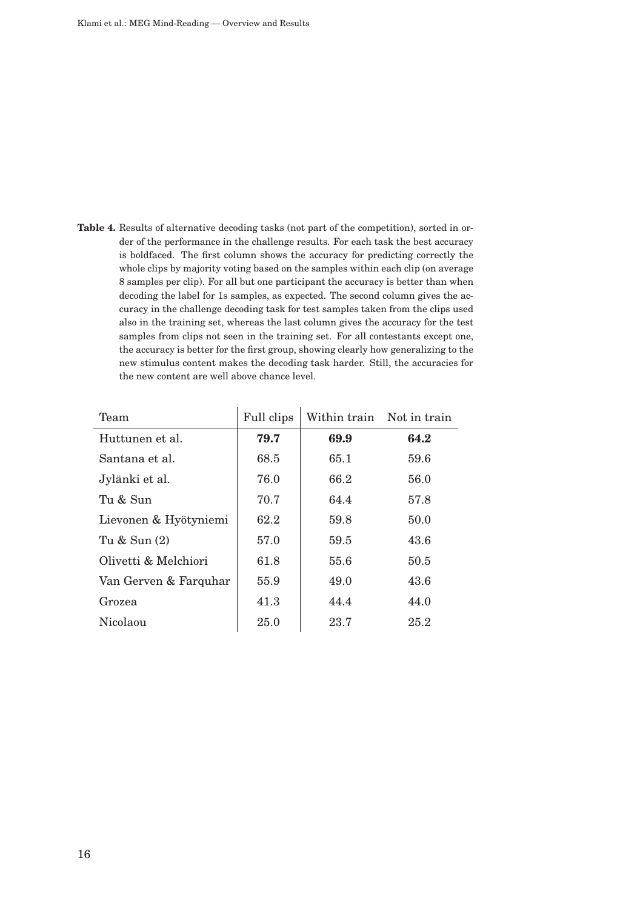**Table 4.** Results of alternative decoding tasks (not part of the competition), sorted in order of the performance in the challenge results. For each task the best accuracy is boldfaced. The first column shows the accuracy for predicting correctly the whole clips by majority voting based on the samples within each clip (on average 8 samples per clip). For all but one participant the accuracy is better than when decoding the label for 1s samples, as expected. The second column gives the accuracy in the challenge decoding task for test samples taken from the clips used also in the training set, whereas the last column gives the accuracy for the test samples from clips not seen in the training set. For all contestants except one, the accuracy is better for the first group, showing clearly how generalizing to the new stimulus content makes the decoding task harder. Still, the accuracies for the new content are well above chance level.

| Team | Full clips | Within train | Not in train |
|---|---|---|---|
| Huttunen et al. | **79.7** | **69.9** | **64.2** |
| Santana et al. | 68.5 | 65.1 | 59.6 |
| Jylänki et al. | 76.0 | 66.2 | 56.0 |
| Tu & Sun | 70.7 | 64.4 | 57.8 |
| Lievonen & Hyötyniemi | 62.2 | 59.8 | 50.0 |
| Tu & Sun (2) | 57.0 | 59.5 | 43.6 |
| Olivetti & Melchiori | 61.8 | 55.6 | 50.5 |
| Van Gerven & Farquhar | 55.9 | 49.0 | 43.6 |
| Grozea | 41.3 | 44.4 | 44.0 |
| Nicolaou | 25.0 | 23.7 | 25.2 |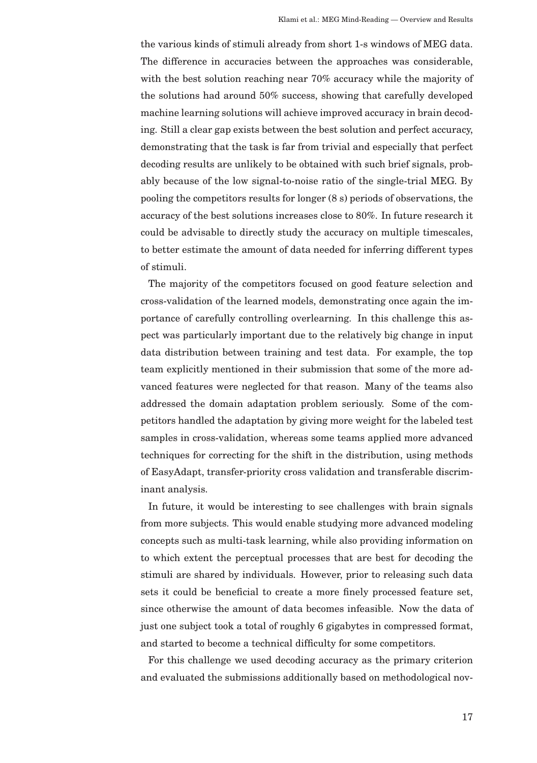the various kinds of stimuli already from short 1-s windows of MEG data. The difference in accuracies between the approaches was considerable, with the best solution reaching near 70% accuracy while the majority of the solutions had around 50% success, showing that carefully developed machine learning solutions will achieve improved accuracy in brain decoding. Still a clear gap exists between the best solution and perfect accuracy, demonstrating that the task is far from trivial and especially that perfect decoding results are unlikely to be obtained with such brief signals, probably because of the low signal-to-noise ratio of the single-trial MEG. By pooling the competitors results for longer (8 s) periods of observations, the accuracy of the best solutions increases close to 80%. In future research it could be advisable to directly study the accuracy on multiple timescales, to better estimate the amount of data needed for inferring different types of stimuli.

The majority of the competitors focused on good feature selection and cross-validation of the learned models, demonstrating once again the importance of carefully controlling overlearning. In this challenge this aspect was particularly important due to the relatively big change in input data distribution between training and test data. For example, the top team explicitly mentioned in their submission that some of the more advanced features were neglected for that reason. Many of the teams also addressed the domain adaptation problem seriously. Some of the competitors handled the adaptation by giving more weight for the labeled test samples in cross-validation, whereas some teams applied more advanced techniques for correcting for the shift in the distribution, using methods of EasyAdapt, transfer-priority cross validation and transferable discriminant analysis.

In future, it would be interesting to see challenges with brain signals from more subjects. This would enable studying more advanced modeling concepts such as multi-task learning, while also providing information on to which extent the perceptual processes that are best for decoding the stimuli are shared by individuals. However, prior to releasing such data sets it could be beneficial to create a more finely processed feature set, since otherwise the amount of data becomes infeasible. Now the data of just one subject took a total of roughly 6 gigabytes in compressed format, and started to become a technical difficulty for some competitors.

For this challenge we used decoding accuracy as the primary criterion and evaluated the submissions additionally based on methodological nov-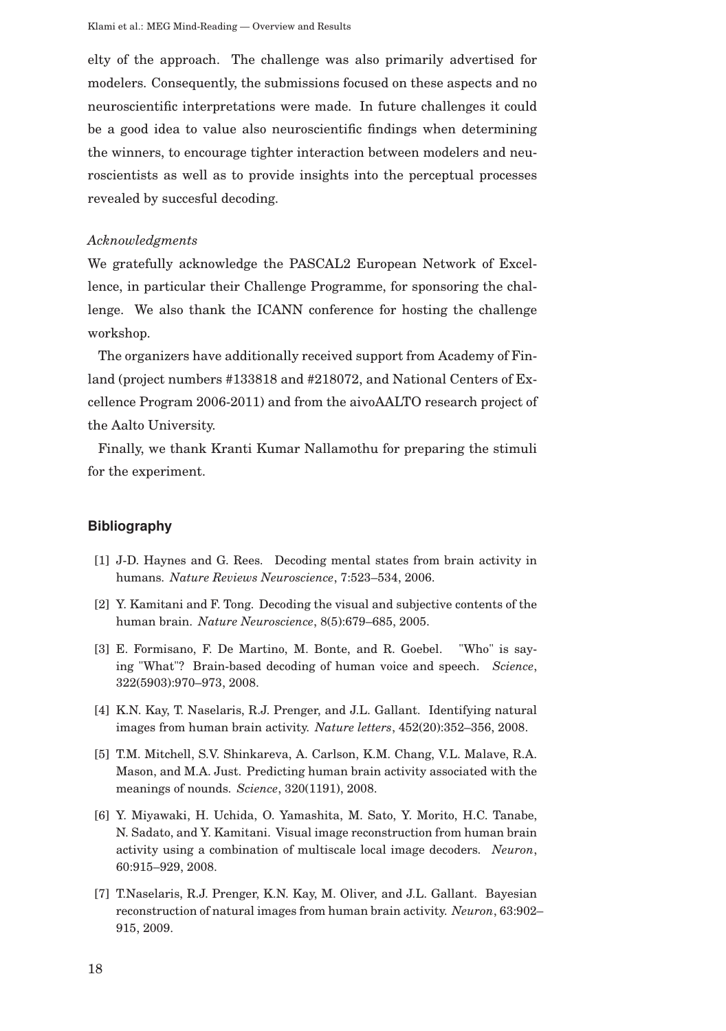elty of the approach. The challenge was also primarily advertised for modelers. Consequently, the submissions focused on these aspects and no neuroscientific interpretations were made. In future challenges it could be a good idea to value also neuroscientific findings when determining the winners, to encourage tighter interaction between modelers and neuroscientists as well as to provide insights into the perceptual processes revealed by succesful decoding.

*Acknowledgments*

We gratefully acknowledge the PASCAL2 European Network of Excellence, in particular their Challenge Programme, for sponsoring the challenge. We also thank the ICANN conference for hosting the challenge workshop.

The organizers have additionally received support from Academy of Finland (project numbers #133818 and #218072, and National Centers of Excellence Program 2006-2011) and from the aivoAALTO research project of the Aalto University.

Finally, we thank Kranti Kumar Nallamothu for preparing the stimuli for the experiment.

## Bibliography

[1] J-D. Haynes and G. Rees. Decoding mental states from brain activity in humans. *Nature Reviews Neuroscience*, 7:523–534, 2006.

[2] Y. Kamitani and F. Tong. Decoding the visual and subjective contents of the human brain. *Nature Neuroscience*, 8(5):679–685, 2005.

[3] E. Formisano, F. De Martino, M. Bonte, and R. Goebel. "Who" is saying "What"? Brain-based decoding of human voice and speech. *Science*, 322(5903):970–973, 2008.

[4] K.N. Kay, T. Naselaris, R.J. Prenger, and J.L. Gallant. Identifying natural images from human brain activity. *Nature letters*, 452(20):352–356, 2008.

[5] T.M. Mitchell, S.V. Shinkareva, A. Carlson, K.M. Chang, V.L. Malave, R.A. Mason, and M.A. Just. Predicting human brain activity associated with the meanings of nounds. *Science*, 320(1191), 2008.

[6] Y. Miyawaki, H. Uchida, O. Yamashita, M. Sato, Y. Morito, H.C. Tanabe, N. Sadato, and Y. Kamitani. Visual image reconstruction from human brain activity using a combination of multiscale local image decoders. *Neuron*, 60:915–929, 2008.

[7] T.Naselaris, R.J. Prenger, K.N. Kay, M. Oliver, and J.L. Gallant. Bayesian reconstruction of natural images from human brain activity. *Neuron*, 63:902–915, 2009.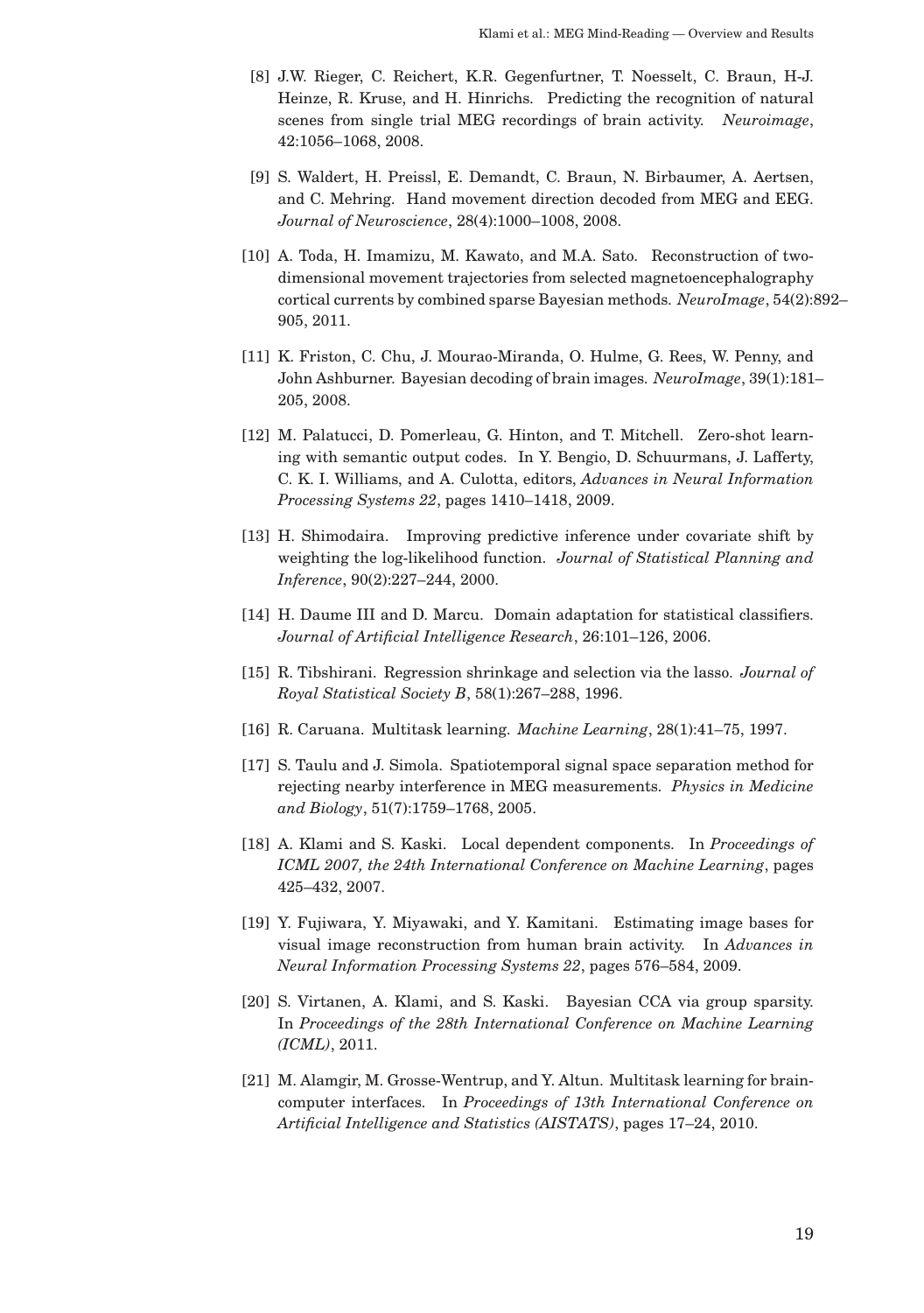[8] J.W. Rieger, C. Reichert, K.R. Gegenfurtner, T. Noesselt, C. Braun, H-J. Heinze, R. Kruse, and H. Hinrichs. Predicting the recognition of natural scenes from single trial MEG recordings of brain activity. *Neuroimage*, 42:1056–1068, 2008.

[9] S. Waldert, H. Preissl, E. Demandt, C. Braun, N. Birbaumer, A. Aertsen, and C. Mehring. Hand movement direction decoded from MEG and EEG. *Journal of Neuroscience*, 28(4):1000–1008, 2008.

[10] A. Toda, H. Imamizu, M. Kawato, and M.A. Sato. Reconstruction of two-dimensional movement trajectories from selected magnetoencephalography cortical currents by combined sparse Bayesian methods. *NeuroImage*, 54(2):892–905, 2011.

[11] K. Friston, C. Chu, J. Mourao-Miranda, O. Hulme, G. Rees, W. Penny, and John Ashburner. Bayesian decoding of brain images. *NeuroImage*, 39(1):181–205, 2008.

[12] M. Palatucci, D. Pomerleau, G. Hinton, and T. Mitchell. Zero-shot learning with semantic output codes. In Y. Bengio, D. Schuurmans, J. Lafferty, C. K. I. Williams, and A. Culotta, editors, *Advances in Neural Information Processing Systems 22*, pages 1410–1418, 2009.

[13] H. Shimodaira. Improving predictive inference under covariate shift by weighting the log-likelihood function. *Journal of Statistical Planning and Inference*, 90(2):227–244, 2000.

[14] H. Daume III and D. Marcu. Domain adaptation for statistical classifiers. *Journal of Artificial Intelligence Research*, 26:101–126, 2006.

[15] R. Tibshirani. Regression shrinkage and selection via the lasso. *Journal of Royal Statistical Society B*, 58(1):267–288, 1996.

[16] R. Caruana. Multitask learning. *Machine Learning*, 28(1):41–75, 1997.

[17] S. Taulu and J. Simola. Spatiotemporal signal space separation method for rejecting nearby interference in MEG measurements. *Physics in Medicine and Biology*, 51(7):1759–1768, 2005.

[18] A. Klami and S. Kaski. Local dependent components. In *Proceedings of ICML 2007, the 24th International Conference on Machine Learning*, pages 425–432, 2007.

[19] Y. Fujiwara, Y. Miyawaki, and Y. Kamitani. Estimating image bases for visual image reconstruction from human brain activity. In *Advances in Neural Information Processing Systems 22*, pages 576–584, 2009.

[20] S. Virtanen, A. Klami, and S. Kaski. Bayesian CCA via group sparsity. In *Proceedings of the 28th International Conference on Machine Learning (ICML)*, 2011.

[21] M. Alamgir, M. Grosse-Wentrup, and Y. Altun. Multitask learning for brain-computer interfaces. In *Proceedings of 13th International Conference on Artificial Intelligence and Statistics (AISTATS)*, pages 17–24, 2010.